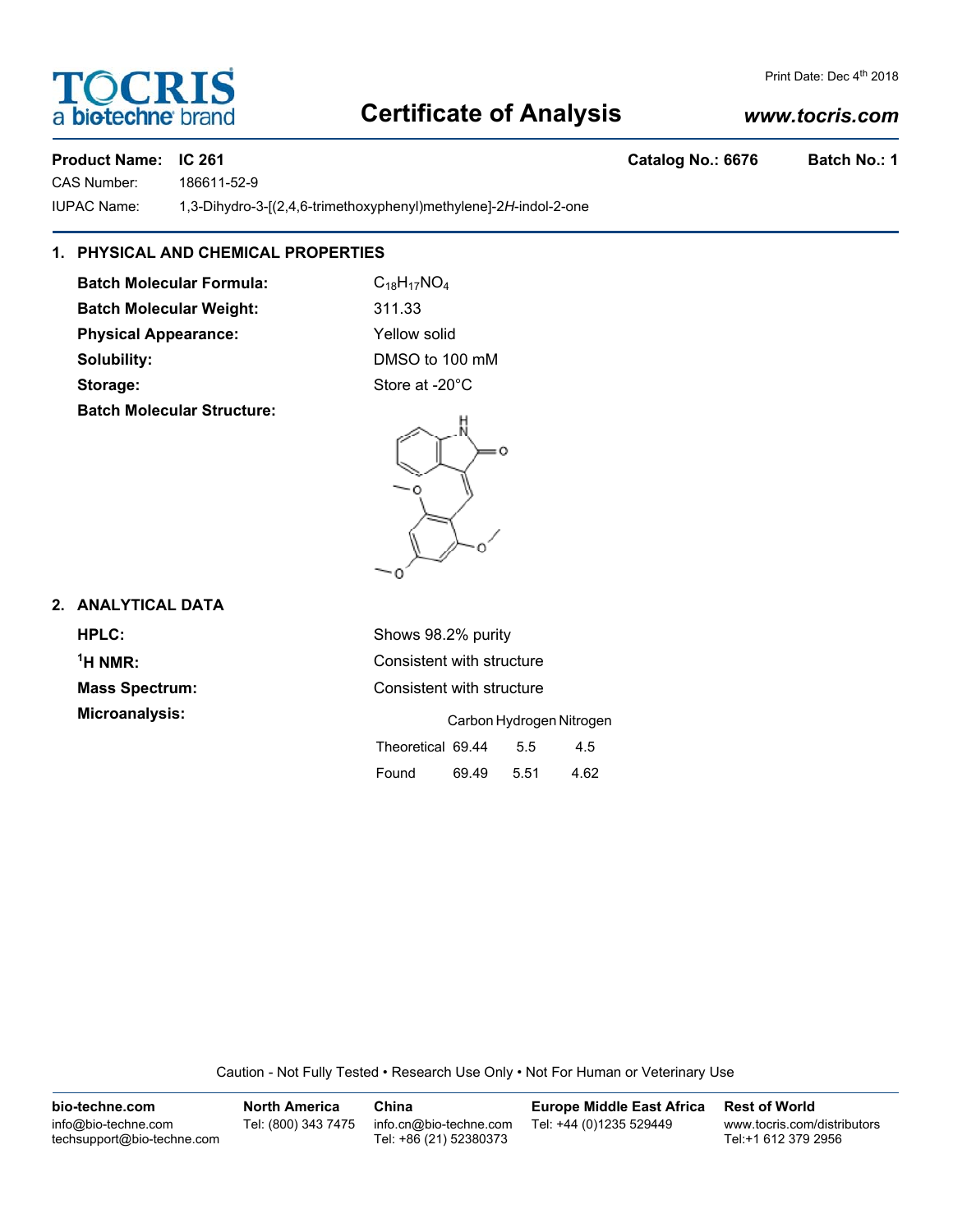TOCRIS a biotechne brand

# Certificate of Analysis

www.tocris.com

Print Date: Dec 4th 2018

**Product Name: IC 261** **Catalog No.: 6676** **Batch No.: 1**

CAS Number: 186611-52-9

IUPAC Name: 1,3-Dihydro-3-[(2,4,6-trimethoxyphenyl)methylene]-2*H*-indol-2-one

## 1. PHYSICAL AND CHEMICAL PROPERTIES

**Batch Molecular Formula:** $C_{18}H_{17}NO_4$

**Batch Molecular Weight:** 311.33

**Physical Appearance:** Yellow solid

**Solubility:** DMSO to 100 mM

**Storage:** Store at -20°C

**Batch Molecular Structure:**

## 2. ANALYTICAL DATA

**HPLC:** Shows 98.2% purity

**$^1$H NMR:** Consistent with structure

**Mass Spectrum:** Consistent with structure

**Microanalysis:**

| | Carbon | Hydrogen | Nitrogen |
|---|---|---|---|
| Theoretical | 69.44 | 5.5 | 4.5 |
| Found | 69.49 | 5.51 | 4.62 |

Caution - Not Fully Tested • Research Use Only • Not For Human or Veterinary Use

| bio-techne.com | North America | China | Europe Middle East Africa | Rest of World |
|---|---|---|---|---|
| info@bio-techne.com techsupport@bio-techne.com | Tel: (800) 343 7475 | info.cn@bio-techne.com Tel: +86 (21) 52380373 | Tel: +44 (0)1235 529449 | www.tocris.com/distributors Tel:+1 612 379 2956 |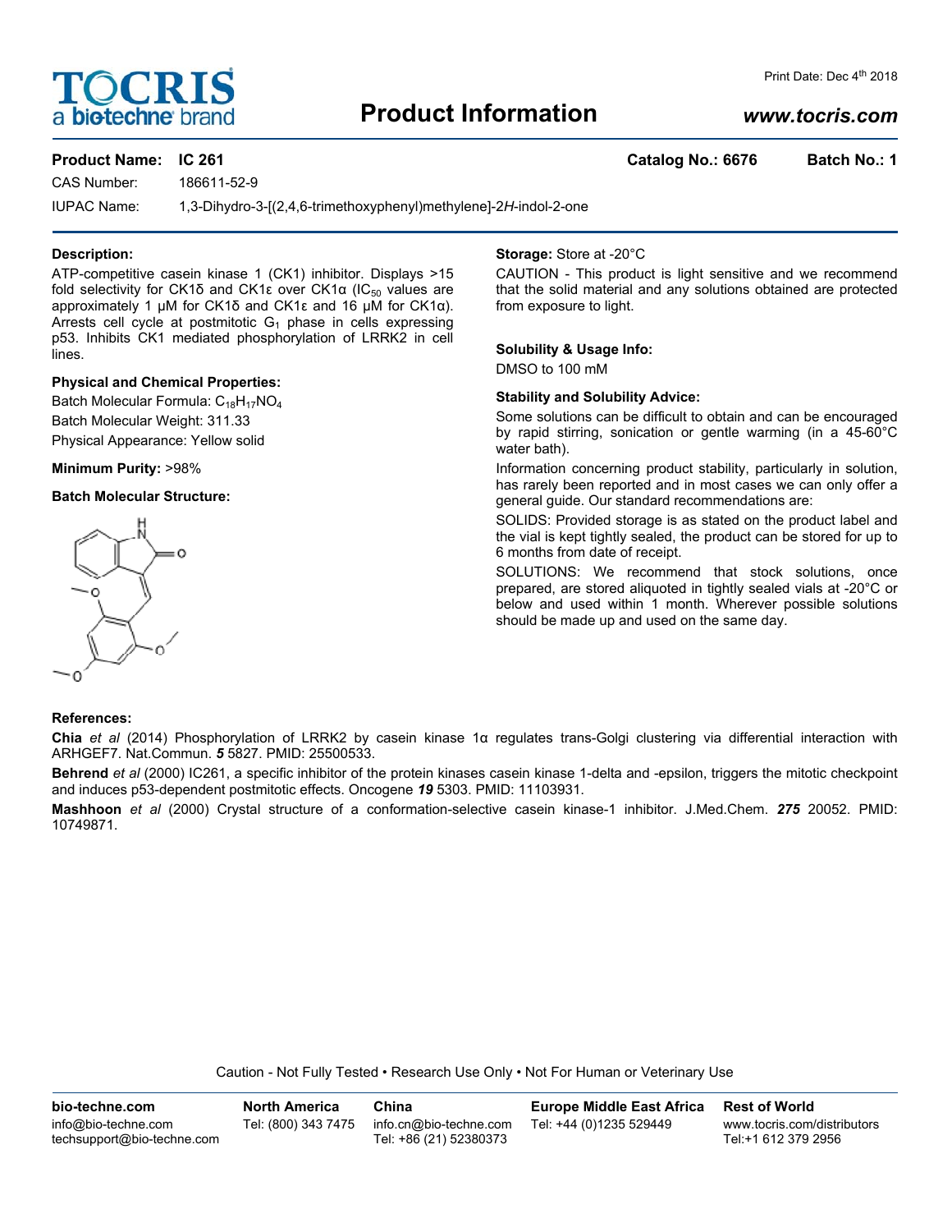# Product Information

**Product Name: IC 261** | **Catalog No.: 6676** | **Batch No.: 1**

CAS Number: 186611-52-9

IUPAC Name: 1,3-Dihydro-3-[(2,4,6-trimethoxyphenyl)methylene]-2*H*-indol-2-one

### Description:

ATP-competitive casein kinase 1 (CK1) inhibitor. Displays >15 fold selectivity for CK1δ and CK1ε over CK1α ($IC_{50}$ values are approximately 1 μM for CK1δ and CK1ε and 16 μM for CK1α). Arrests cell cycle at postmitotic $G_1$ phase in cells expressing p53. Inhibits CK1 mediated phosphorylation of LRRK2 in cell lines.

### Physical and Chemical Properties:

Batch Molecular Formula: $C_{18}H_{17}NO_4$

Batch Molecular Weight: 311.33

Physical Appearance: Yellow solid

**Minimum Purity:** >98%

### Batch Molecular Structure:

### Storage: Store at -20°C

CAUTION - This product is light sensitive and we recommend that the solid material and any solutions obtained are protected from exposure to light.

### Solubility & Usage Info:

DMSO to 100 mM

### Stability and Solubility Advice:

Some solutions can be difficult to obtain and can be encouraged by rapid stirring, sonication or gentle warming (in a 45-60°C water bath).

Information concerning product stability, particularly in solution, has rarely been reported and in most cases we can only offer a general guide. Our standard recommendations are:

SOLIDS: Provided storage is as stated on the product label and the vial is kept tightly sealed, the product can be stored for up to 6 months from date of receipt.

SOLUTIONS: We recommend that stock solutions, once prepared, are stored aliquoted in tightly sealed vials at -20°C or below and used within 1 month. Wherever possible solutions should be made up and used on the same day.

### References:

**Chia** *et al* (2014) Phosphorylation of LRRK2 by casein kinase 1α regulates trans-Golgi clustering via differential interaction with ARHGEF7. Nat.Commun. ***5*** 5827. PMID: 25500533.

**Behrend** *et al* (2000) IC261, a specific inhibitor of the protein kinases casein kinase 1-delta and -epsilon, triggers the mitotic checkpoint and induces p53-dependent postmitotic effects. Oncogene ***19*** 5303. PMID: 11103931.

**Mashhoon** *et al* (2000) Crystal structure of a conformation-selective casein kinase-1 inhibitor. J.Med.Chem. ***275*** 20052. PMID: 10749871.

Caution - Not Fully Tested • Research Use Only • Not For Human or Veterinary Use